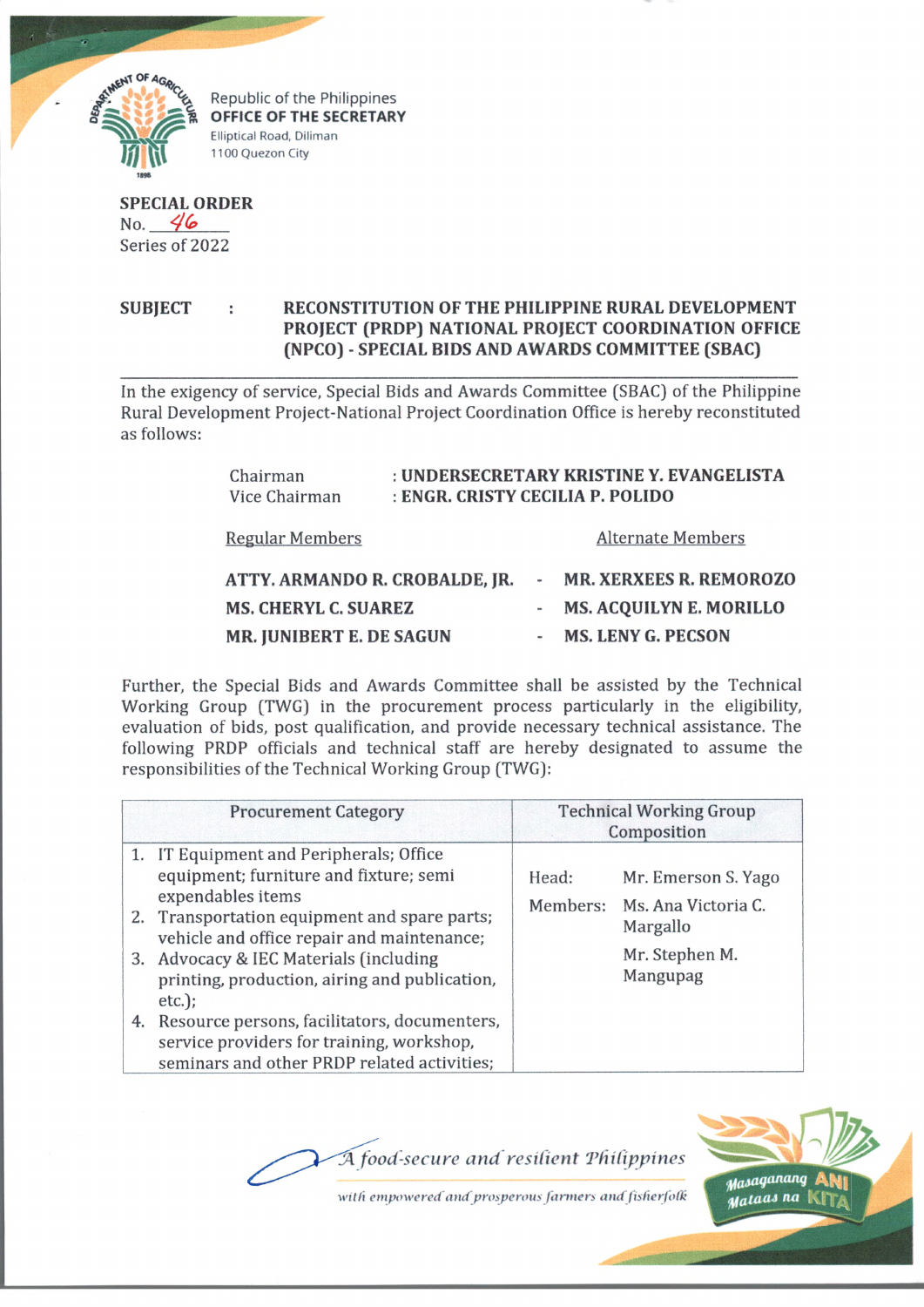Republic of the Philippines
**OFFICE OF THE SECRETARY**
Elliptical Road, Diliman
1100 Quezon City

**SPECIAL ORDER**
No. 46
Series of 2022

**SUBJECT : RECONSTITUTION OF THE PHILIPPINE RURAL DEVELOPMENT PROJECT (PRDP) NATIONAL PROJECT COORDINATION OFFICE (NPCO) - SPECIAL BIDS AND AWARDS COMMITTEE (SBAC)**

---

In the exigency of service, Special Bids and Awards Committee (SBAC) of the Philippine Rural Development Project-National Project Coordination Office is hereby reconstituted as follows:

Chairman : **UNDERSECRETARY KRISTINE Y. EVANGELISTA**
Vice Chairman : **ENGR. CRISTY CECILIA P. POLIDO**

| Regular Members | | Alternate Members |
|---|---|---|
| **ATTY. ARMANDO R. CROBALDE, JR.** | - | **MR. XERXEES R. REMOROZO** |
| **MS. CHERYL C. SUAREZ** | - | **MS. ACQUILYN E. MORILLO** |
| **MR. JUNIBERT E. DE SAGUN** | - | **MS. LENY G. PECSON** |

Further, the Special Bids and Awards Committee shall be assisted by the Technical Working Group (TWG) in the procurement process particularly in the eligibility, evaluation of bids, post qualification, and provide necessary technical assistance. The following PRDP officials and technical staff are hereby designated to assume the responsibilities of the Technical Working Group (TWG):

| Procurement Category | Technical Working Group Composition |
|---|---|
| 1. IT Equipment and Peripherals; Office equipment; furniture and fixture; semi expendables items<br>2. Transportation equipment and spare parts; vehicle and office repair and maintenance;<br>3. Advocacy & IEC Materials (including printing, production, airing and publication, etc.);<br>4. Resource persons, facilitators, documenters, service providers for training, workshop, seminars and other PRDP related activities; | Head: Mr. Emerson S. Yago<br>Members: Ms. Ana Victoria C. Margallo<br>Mr. Stephen M. Mangupag |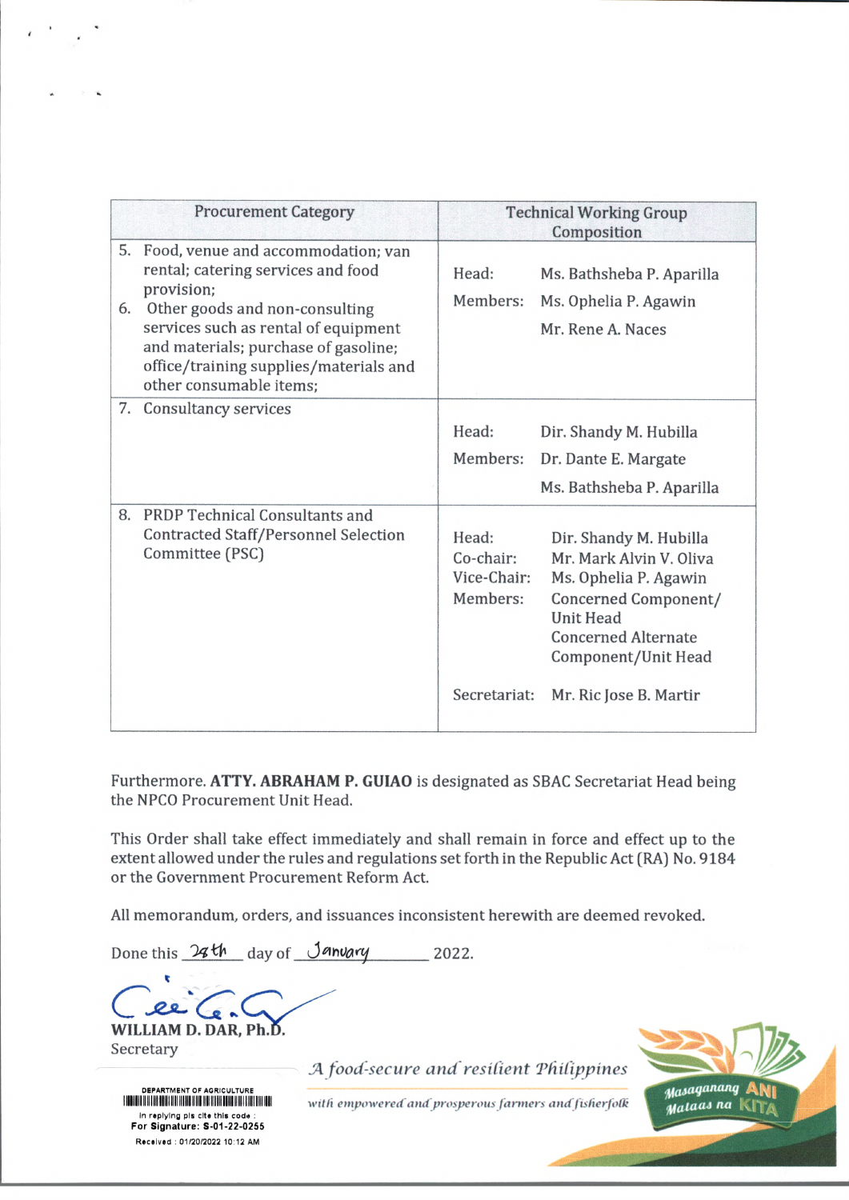| Procurement Category | Technical Working Group Composition |
|---|---|
| 5. Food, venue and accommodation; van rental; catering services and food provision;<br>6. Other goods and non-consulting services such as rental of equipment and materials; purchase of gasoline; office/training supplies/materials and other consumable items; | Head: Ms. Bathsheba P. Aparilla<br>Members: Ms. Ophelia P. Agawin<br>Mr. Rene A. Naces |
| 7. Consultancy services | Head: Dir. Shandy M. Hubilla<br>Members: Dr. Dante E. Margate<br>Ms. Bathsheba P. Aparilla |
| 8. PRDP Technical Consultants and Contracted Staff/Personnel Selection Committee (PSC) | Head: Dir. Shandy M. Hubilla<br>Co-chair: Mr. Mark Alvin V. Oliva<br>Vice-Chair: Ms. Ophelia P. Agawin<br>Members: Concerned Component/Unit Head<br>Concerned Alternate Component/Unit Head<br>Secretariat: Mr. Ric Jose B. Martir |

Furthermore. **ATTY. ABRAHAM P. GUIAO** is designated as SBAC Secretariat Head being the NPCO Procurement Unit Head.

This Order shall take effect immediately and shall remain in force and effect up to the extent allowed under the rules and regulations set forth in the Republic Act (RA) No. 9184 or the Government Procurement Reform Act.

All memorandum, orders, and issuances inconsistent herewith are deemed revoked.

Done this 28th day of January 2022.

**WILLIAM D. DAR, Ph.D.**
Secretary

*A food-secure and resilient Philippines*
*with empowered and prosperous farmers and fisherfolk*

Masaganang ANI Mataas na KITA

DEPARTMENT OF AGRICULTURE
In replying pls cite this code :
**For Signature: S-01-22-0255**
Received : 01/20/2022 10:12 AM